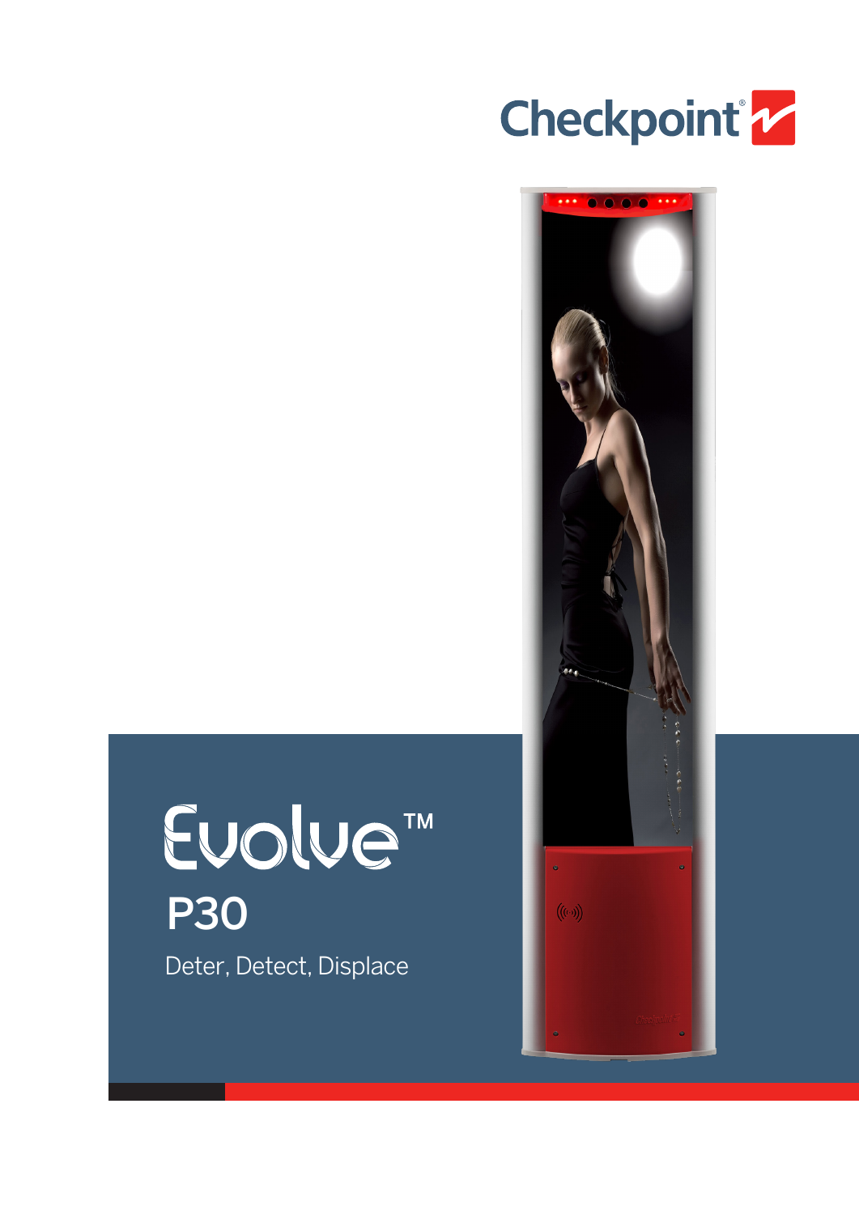Checkpoint®

# Evolve™

## P30

Deter, Detect, Displace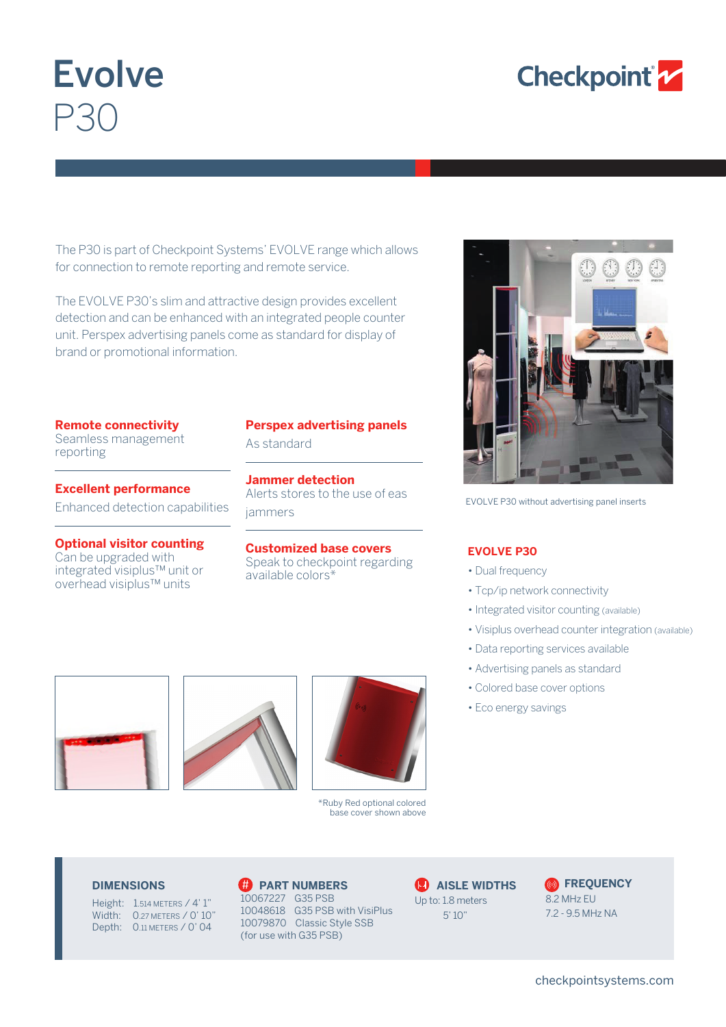# Evolve

P30

Checkpoint

The P30 is part of Checkpoint Systems' EVOLVE range which allows for connection to remote reporting and remote service.

The EVOLVE P30's slim and attractive design provides excellent detection and can be enhanced with an integrated people counter unit. Perspex advertising panels come as standard for display of brand or promotional information.

**Remote connectivity**
Seamless management reporting

**Excellent performance**
Enhanced detection capabilities

**Optional visitor counting**
Can be upgraded with integrated visiplus™ unit or overhead visiplus™ units

**Perspex advertising panels**
As standard

**Jammer detection**
Alerts stores to the use of eas jammers

**Customized base covers**
Speak to checkpoint regarding available colors*

EVOLVE P30 without advertising panel inserts

**EVOLVE P30**

- Dual frequency
- Tcp/ip network connectivity
- Integrated visitor counting (available)
- Visiplus overhead counter integration (available)
- Data reporting services available
- Advertising panels as standard
- Colored base cover options
- Eco energy savings

*Ruby Red optional colored base cover shown above

**DIMENSIONS**

Height: 1.514 METERS / 4' 1"
Width: 0.27 METERS / 0' 10"
Depth: 0.11 METERS / 0' 04

**PART NUMBERS**

10067227 G35 PSB
10048618 G35 PSB with VisiPlus
10079870 Classic Style SSB
(for use with G35 PSB)

**AISLE WIDTHS**

Up to: 1.8 meters
5' 10"

**FREQUENCY**

8.2 MHz EU
7.2 - 9.5 MHz NA

checkpointsystems.com